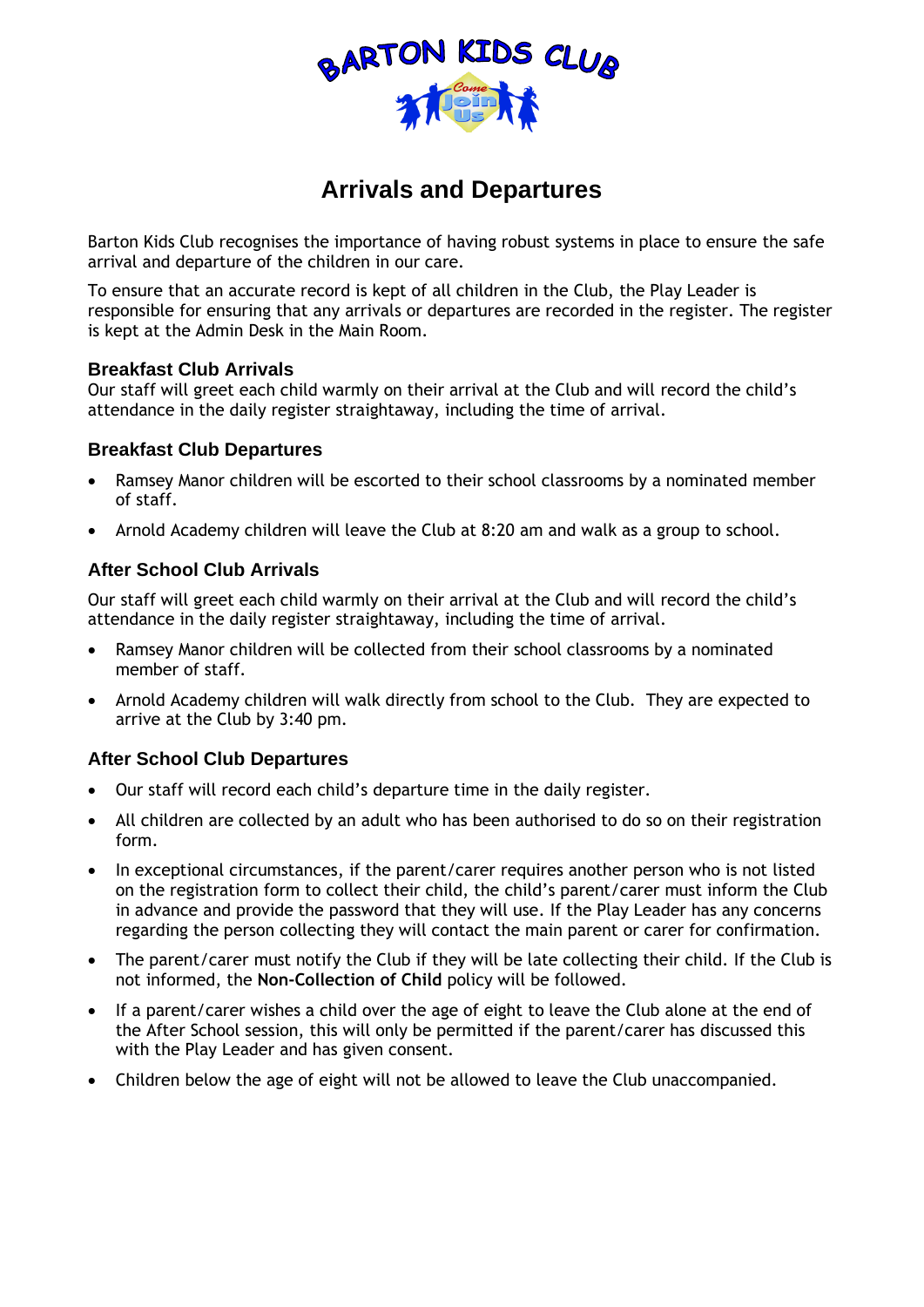# Arrivals and Departures

Barton Kids Club recognises the importance of having robust systems in place to ensure the safe arrival and departure of the children in our care.

To ensure that an accurate record is kept of all children in the Club, the Play Leader is responsible for ensuring that any arrivals or departures are recorded in the register. The register is kept at the Admin Desk in the Main Room.

### Breakfast Club Arrivals

Our staff will greet each child warmly on their arrival at the Club and will record the child's attendance in the daily register straightaway, including the time of arrival.

### Breakfast Club Departures

- Ramsey Manor children will be escorted to their school classrooms by a nominated member of staff.
- Arnold Academy children will leave the Club at 8:20 am and walk as a group to school.

### After School Club Arrivals

Our staff will greet each child warmly on their arrival at the Club and will record the child's attendance in the daily register straightaway, including the time of arrival.

- Ramsey Manor children will be collected from their school classrooms by a nominated member of staff.
- Arnold Academy children will walk directly from school to the Club. They are expected to arrive at the Club by 3:40 pm.

### After School Club Departures

- Our staff will record each child's departure time in the daily register.
- All children are collected by an adult who has been authorised to do so on their registration form.
- In exceptional circumstances, if the parent/carer requires another person who is not listed on the registration form to collect their child, the child's parent/carer must inform the Club in advance and provide the password that they will use. If the Play Leader has any concerns regarding the person collecting they will contact the main parent or carer for confirmation.
- The parent/carer must notify the Club if they will be late collecting their child. If the Club is not informed, the **Non-Collection of Child** policy will be followed.
- If a parent/carer wishes a child over the age of eight to leave the Club alone at the end of the After School session, this will only be permitted if the parent/carer has discussed this with the Play Leader and has given consent.
- Children below the age of eight will not be allowed to leave the Club unaccompanied.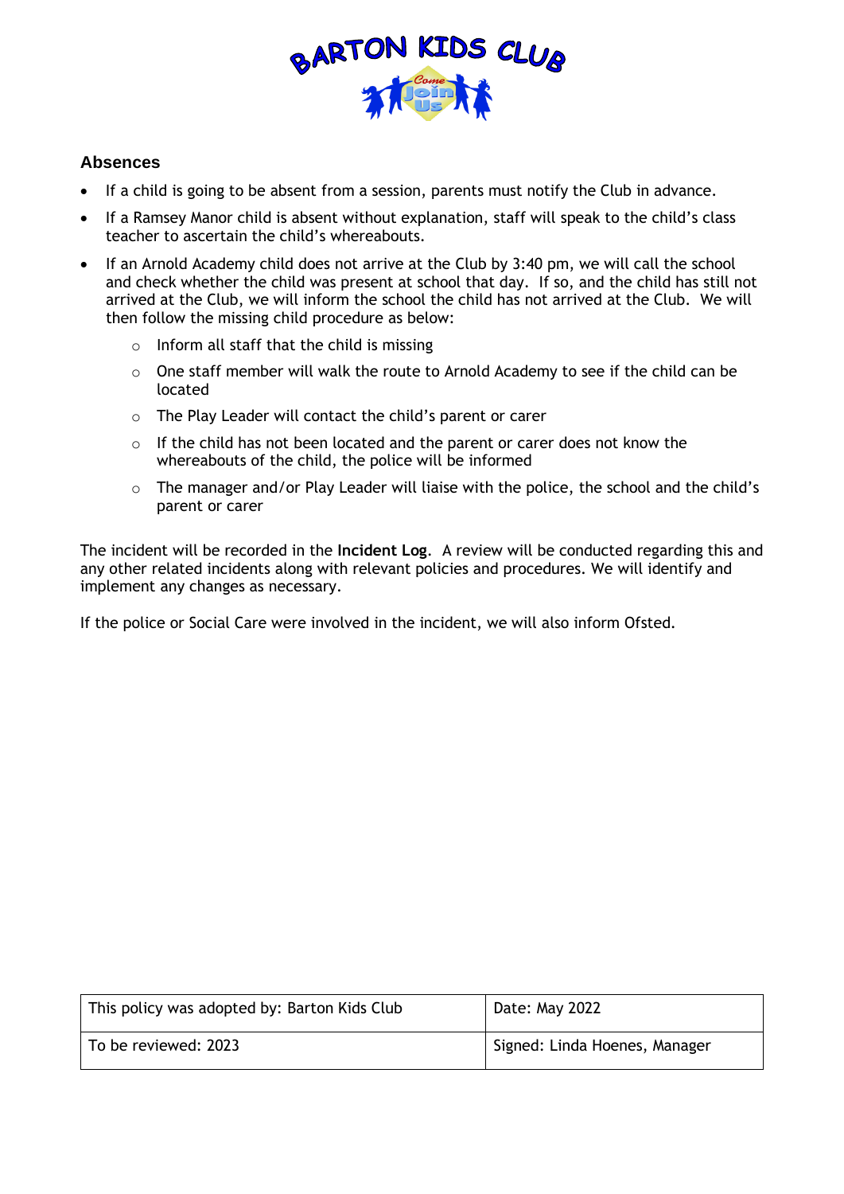## Absences

- If a child is going to be absent from a session, parents must notify the Club in advance.
- If a Ramsey Manor child is absent without explanation, staff will speak to the child's class teacher to ascertain the child's whereabouts.
- If an Arnold Academy child does not arrive at the Club by 3:40 pm, we will call the school and check whether the child was present at school that day. If so, and the child has still not arrived at the Club, we will inform the school the child has not arrived at the Club. We will then follow the missing child procedure as below:
  - Inform all staff that the child is missing
  - One staff member will walk the route to Arnold Academy to see if the child can be located
  - The Play Leader will contact the child's parent or carer
  - If the child has not been located and the parent or carer does not know the whereabouts of the child, the police will be informed
  - The manager and/or Play Leader will liaise with the police, the school and the child's parent or carer

The incident will be recorded in the **Incident Log**. A review will be conducted regarding this and any other related incidents along with relevant policies and procedures. We will identify and implement any changes as necessary.

If the police or Social Care were involved in the incident, we will also inform Ofsted.

| | |
|---|---|
| This policy was adopted by: Barton Kids Club | Date: May 2022 |
| To be reviewed: 2023 | Signed: Linda Hoenes, Manager |